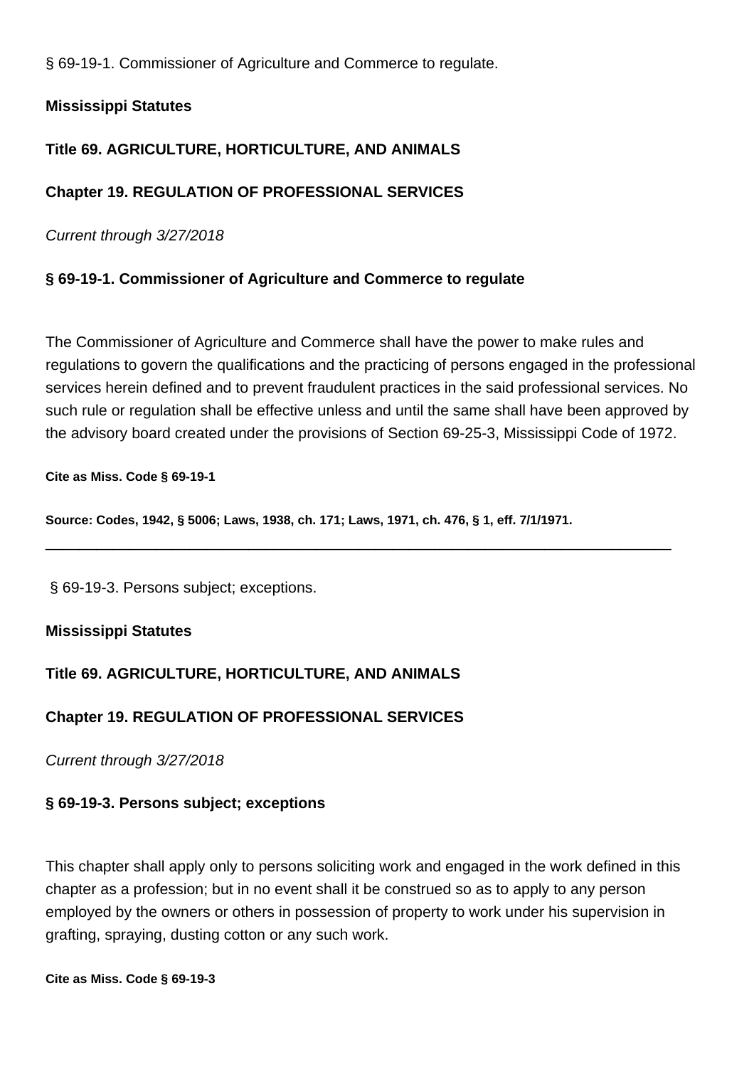§ 69-19-1. Commissioner of Agriculture and Commerce to regulate.

**Mississippi Statutes**

**Title 69. AGRICULTURE, HORTICULTURE, AND ANIMALS**

**Chapter 19. REGULATION OF PROFESSIONAL SERVICES**

*Current through 3/27/2018*

**§ 69-19-1. Commissioner of Agriculture and Commerce to regulate**

The Commissioner of Agriculture and Commerce shall have the power to make rules and regulations to govern the qualifications and the practicing of persons engaged in the professional services herein defined and to prevent fraudulent practices in the said professional services. No such rule or regulation shall be effective unless and until the same shall have been approved by the advisory board created under the provisions of Section 69-25-3, Mississippi Code of 1972.

**Cite as Miss. Code § 69-19-1**

**Source: Codes, 1942, § 5006; Laws, 1938, ch. 171; Laws, 1971, ch. 476, § 1, eff. 7/1/1971.**

---

§ 69-19-3. Persons subject; exceptions.

**Mississippi Statutes**

**Title 69. AGRICULTURE, HORTICULTURE, AND ANIMALS**

**Chapter 19. REGULATION OF PROFESSIONAL SERVICES**

*Current through 3/27/2018*

**§ 69-19-3. Persons subject; exceptions**

This chapter shall apply only to persons soliciting work and engaged in the work defined in this chapter as a profession; but in no event shall it be construed so as to apply to any person employed by the owners or others in possession of property to work under his supervision in grafting, spraying, dusting cotton or any such work.

**Cite as Miss. Code § 69-19-3**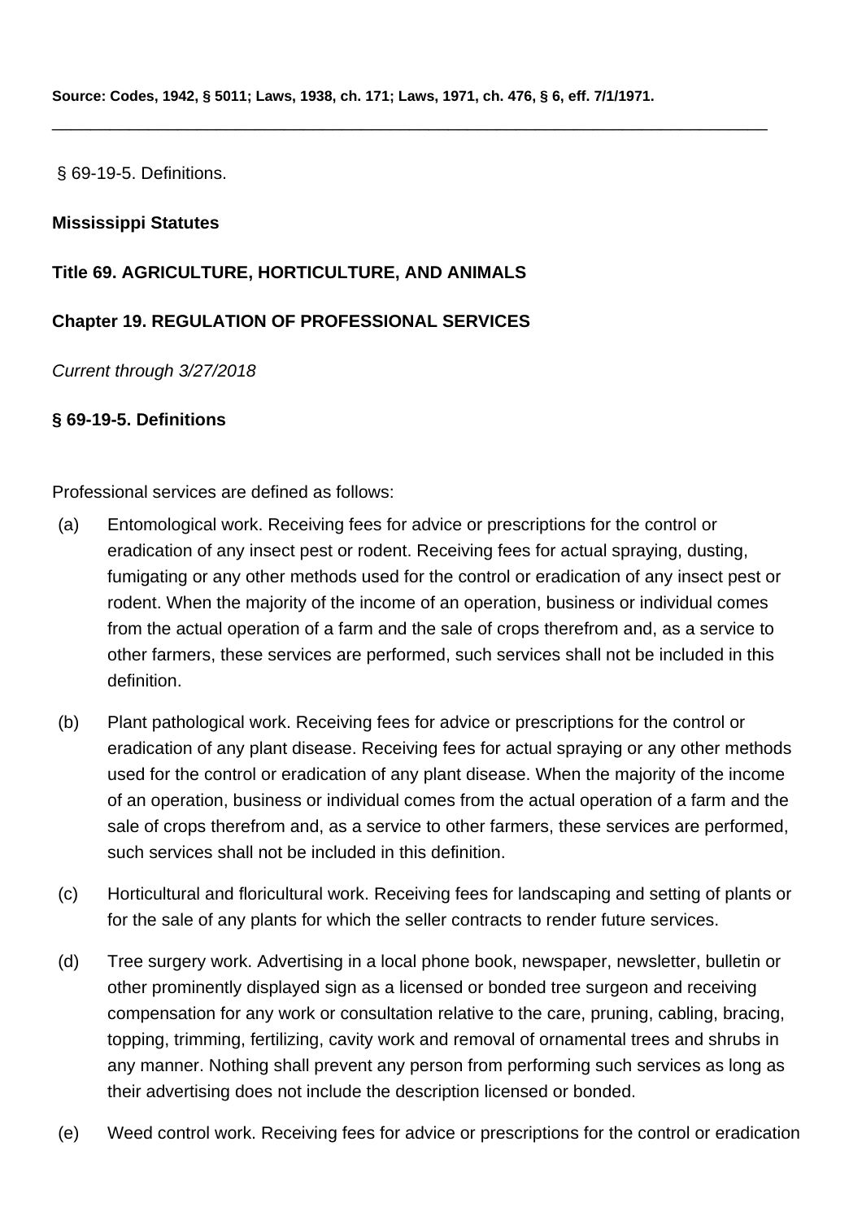**Source: Codes, 1942, § 5011; Laws, 1938, ch. 171; Laws, 1971, ch. 476, § 6, eff. 7/1/1971.**

---

§ 69-19-5. Definitions.

**Mississippi Statutes**

**Title 69. AGRICULTURE, HORTICULTURE, AND ANIMALS**

**Chapter 19. REGULATION OF PROFESSIONAL SERVICES**

*Current through 3/27/2018*

**§ 69-19-5. Definitions**

Professional services are defined as follows:

(a) Entomological work. Receiving fees for advice or prescriptions for the control or eradication of any insect pest or rodent. Receiving fees for actual spraying, dusting, fumigating or any other methods used for the control or eradication of any insect pest or rodent. When the majority of the income of an operation, business or individual comes from the actual operation of a farm and the sale of crops therefrom and, as a service to other farmers, these services are performed, such services shall not be included in this definition.

(b) Plant pathological work. Receiving fees for advice or prescriptions for the control or eradication of any plant disease. Receiving fees for actual spraying or any other methods used for the control or eradication of any plant disease. When the majority of the income of an operation, business or individual comes from the actual operation of a farm and the sale of crops therefrom and, as a service to other farmers, these services are performed, such services shall not be included in this definition.

(c) Horticultural and floricultural work. Receiving fees for landscaping and setting of plants or for the sale of any plants for which the seller contracts to render future services.

(d) Tree surgery work. Advertising in a local phone book, newspaper, newsletter, bulletin or other prominently displayed sign as a licensed or bonded tree surgeon and receiving compensation for any work or consultation relative to the care, pruning, cabling, bracing, topping, trimming, fertilizing, cavity work and removal of ornamental trees and shrubs in any manner. Nothing shall prevent any person from performing such services as long as their advertising does not include the description licensed or bonded.

(e) Weed control work. Receiving fees for advice or prescriptions for the control or eradication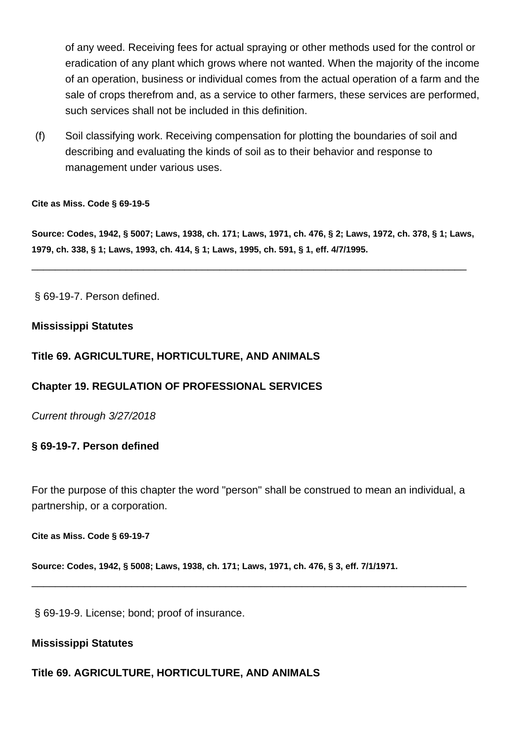of any weed. Receiving fees for actual spraying or other methods used for the control or eradication of any plant which grows where not wanted. When the majority of the income of an operation, business or individual comes from the actual operation of a farm and the sale of crops therefrom and, as a service to other farmers, these services are performed, such services shall not be included in this definition.

(f) Soil classifying work. Receiving compensation for plotting the boundaries of soil and describing and evaluating the kinds of soil as to their behavior and response to management under various uses.

**Cite as Miss. Code § 69-19-5**

**Source: Codes, 1942, § 5007; Laws, 1938, ch. 171; Laws, 1971, ch. 476, § 2; Laws, 1972, ch. 378, § 1; Laws, 1979, ch. 338, § 1; Laws, 1993, ch. 414, § 1; Laws, 1995, ch. 591, § 1, eff. 4/7/1995.**

---

§ 69-19-7. Person defined.

**Mississippi Statutes**

**Title 69. AGRICULTURE, HORTICULTURE, AND ANIMALS**

**Chapter 19. REGULATION OF PROFESSIONAL SERVICES**

*Current through 3/27/2018*

**§ 69-19-7. Person defined**

For the purpose of this chapter the word "person" shall be construed to mean an individual, a partnership, or a corporation.

**Cite as Miss. Code § 69-19-7**

**Source: Codes, 1942, § 5008; Laws, 1938, ch. 171; Laws, 1971, ch. 476, § 3, eff. 7/1/1971.**

---

§ 69-19-9. License; bond; proof of insurance.

**Mississippi Statutes**

**Title 69. AGRICULTURE, HORTICULTURE, AND ANIMALS**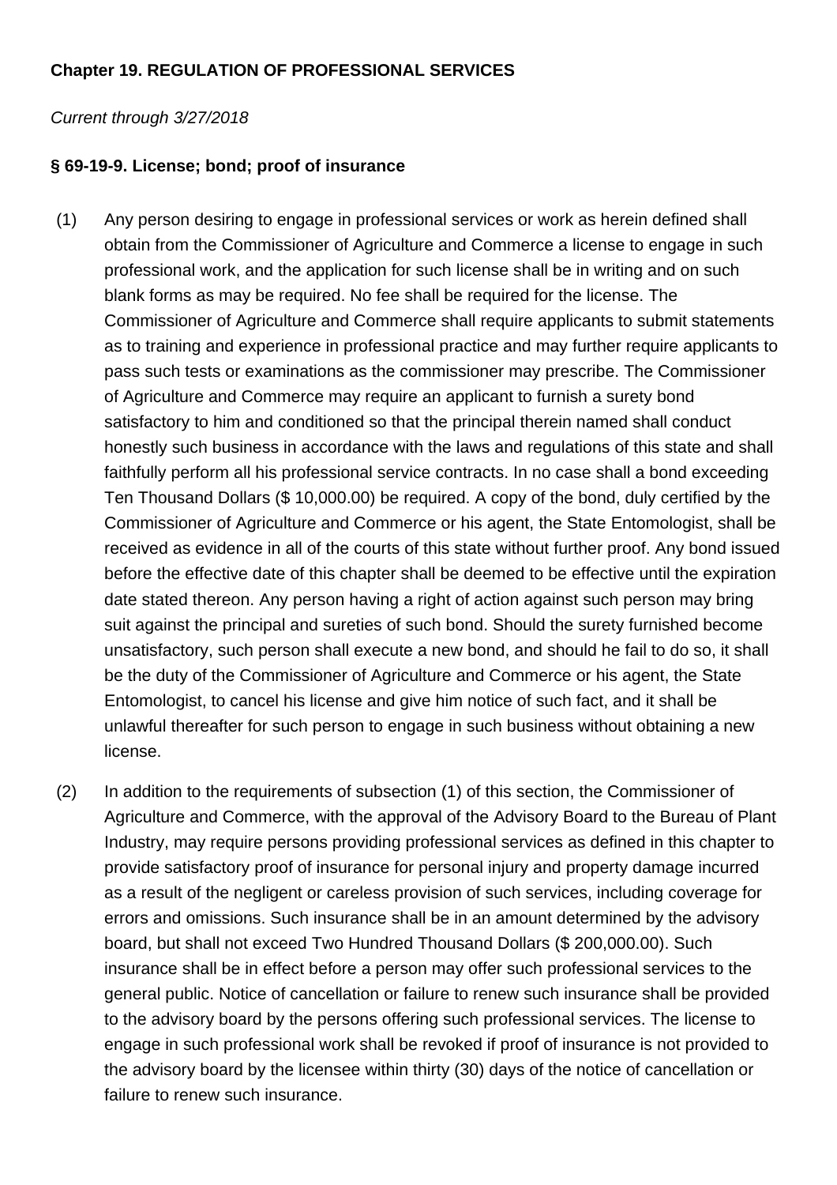**Chapter 19. REGULATION OF PROFESSIONAL SERVICES**

*Current through 3/27/2018*

**§ 69-19-9. License; bond; proof of insurance**

(1) Any person desiring to engage in professional services or work as herein defined shall obtain from the Commissioner of Agriculture and Commerce a license to engage in such professional work, and the application for such license shall be in writing and on such blank forms as may be required. No fee shall be required for the license. The Commissioner of Agriculture and Commerce shall require applicants to submit statements as to training and experience in professional practice and may further require applicants to pass such tests or examinations as the commissioner may prescribe. The Commissioner of Agriculture and Commerce may require an applicant to furnish a surety bond satisfactory to him and conditioned so that the principal therein named shall conduct honestly such business in accordance with the laws and regulations of this state and shall faithfully perform all his professional service contracts. In no case shall a bond exceeding Ten Thousand Dollars ($ 10,000.00) be required. A copy of the bond, duly certified by the Commissioner of Agriculture and Commerce or his agent, the State Entomologist, shall be received as evidence in all of the courts of this state without further proof. Any bond issued before the effective date of this chapter shall be deemed to be effective until the expiration date stated thereon. Any person having a right of action against such person may bring suit against the principal and sureties of such bond. Should the surety furnished become unsatisfactory, such person shall execute a new bond, and should he fail to do so, it shall be the duty of the Commissioner of Agriculture and Commerce or his agent, the State Entomologist, to cancel his license and give him notice of such fact, and it shall be unlawful thereafter for such person to engage in such business without obtaining a new license.

(2) In addition to the requirements of subsection (1) of this section, the Commissioner of Agriculture and Commerce, with the approval of the Advisory Board to the Bureau of Plant Industry, may require persons providing professional services as defined in this chapter to provide satisfactory proof of insurance for personal injury and property damage incurred as a result of the negligent or careless provision of such services, including coverage for errors and omissions. Such insurance shall be in an amount determined by the advisory board, but shall not exceed Two Hundred Thousand Dollars ($ 200,000.00). Such insurance shall be in effect before a person may offer such professional services to the general public. Notice of cancellation or failure to renew such insurance shall be provided to the advisory board by the persons offering such professional services. The license to engage in such professional work shall be revoked if proof of insurance is not provided to the advisory board by the licensee within thirty (30) days of the notice of cancellation or failure to renew such insurance.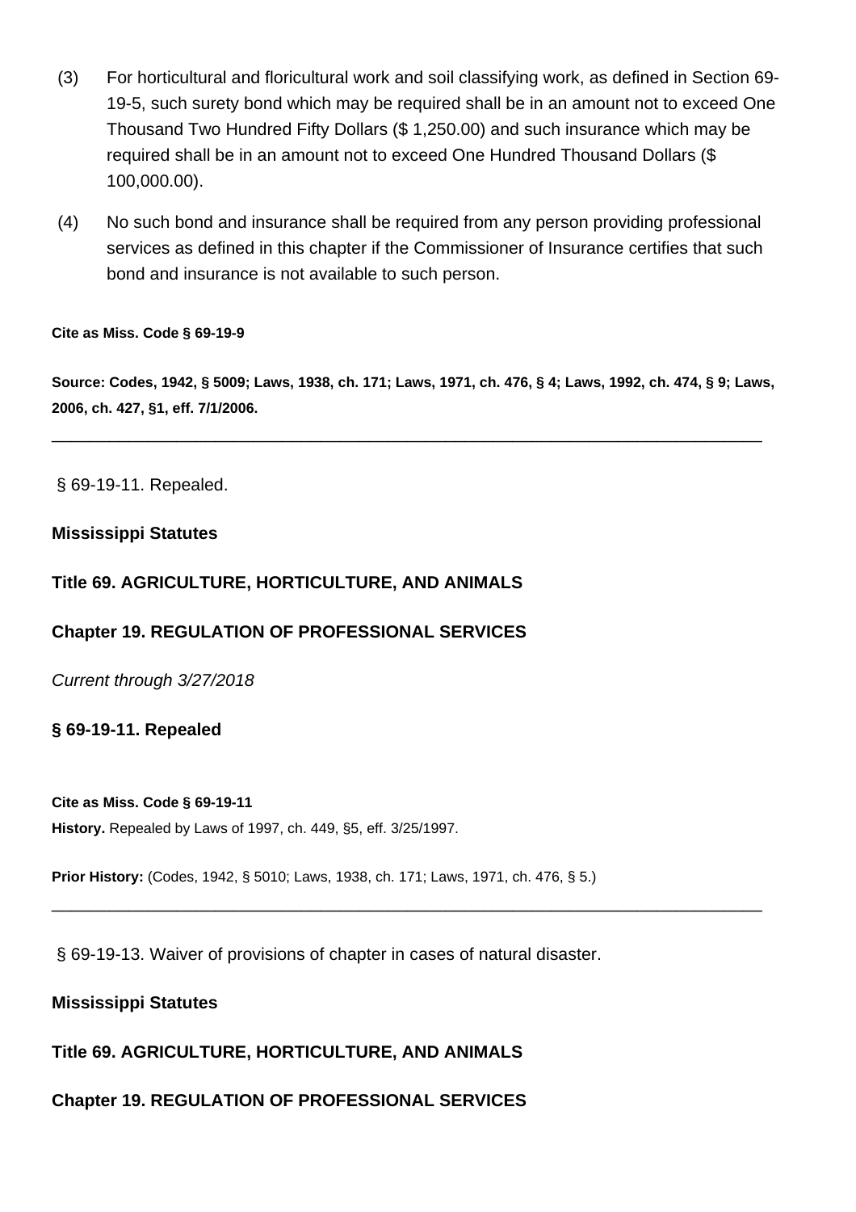(3) For horticultural and floricultural work and soil classifying work, as defined in Section 69-19-5, such surety bond which may be required shall be in an amount not to exceed One Thousand Two Hundred Fifty Dollars ($ 1,250.00) and such insurance which may be required shall be in an amount not to exceed One Hundred Thousand Dollars ($ 100,000.00).

(4) No such bond and insurance shall be required from any person providing professional services as defined in this chapter if the Commissioner of Insurance certifies that such bond and insurance is not available to such person.

**Cite as Miss. Code § 69-19-9**

**Source: Codes, 1942, § 5009; Laws, 1938, ch. 171; Laws, 1971, ch. 476, § 4; Laws, 1992, ch. 474, § 9; Laws, 2006, ch. 427, §1, eff. 7/1/2006.**

---

§ 69-19-11. Repealed.

**Mississippi Statutes**

**Title 69. AGRICULTURE, HORTICULTURE, AND ANIMALS**

**Chapter 19. REGULATION OF PROFESSIONAL SERVICES**

*Current through 3/27/2018*

**§ 69-19-11. Repealed**

**Cite as Miss. Code § 69-19-11**

**History.** Repealed by Laws of 1997, ch. 449, §5, eff. 3/25/1997.

**Prior History:** (Codes, 1942, § 5010; Laws, 1938, ch. 171; Laws, 1971, ch. 476, § 5.)

---

§ 69-19-13. Waiver of provisions of chapter in cases of natural disaster.

**Mississippi Statutes**

**Title 69. AGRICULTURE, HORTICULTURE, AND ANIMALS**

**Chapter 19. REGULATION OF PROFESSIONAL SERVICES**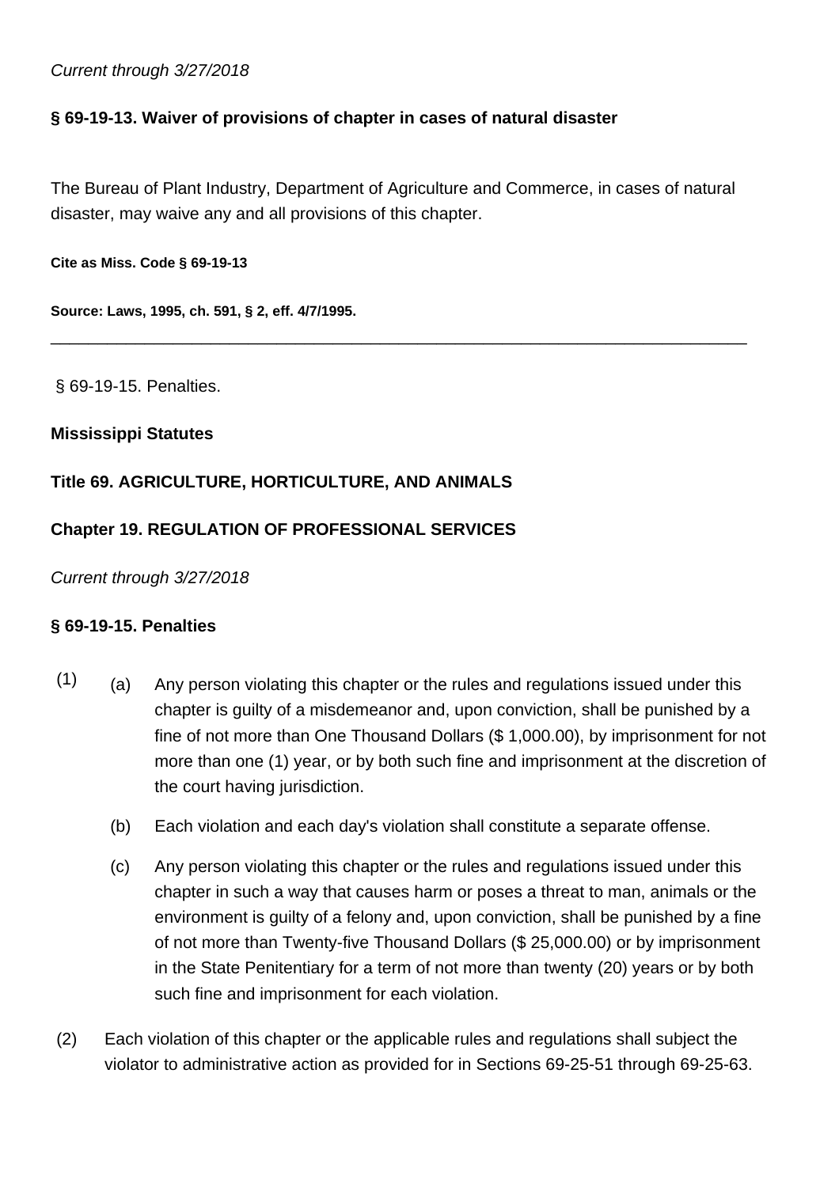*Current through 3/27/2018*

**§ 69-19-13. Waiver of provisions of chapter in cases of natural disaster**

The Bureau of Plant Industry, Department of Agriculture and Commerce, in cases of natural disaster, may waive any and all provisions of this chapter.

**Cite as Miss. Code § 69-19-13**

**Source: Laws, 1995, ch. 591, § 2, eff. 4/7/1995.**

---

§ 69-19-15. Penalties.

**Mississippi Statutes**

**Title 69. AGRICULTURE, HORTICULTURE, AND ANIMALS**

**Chapter 19. REGULATION OF PROFESSIONAL SERVICES**

*Current through 3/27/2018*

**§ 69-19-15. Penalties**

(1)

(a) Any person violating this chapter or the rules and regulations issued under this chapter is guilty of a misdemeanor and, upon conviction, shall be punished by a fine of not more than One Thousand Dollars ($ 1,000.00), by imprisonment for not more than one (1) year, or by both such fine and imprisonment at the discretion of the court having jurisdiction.

(b) Each violation and each day's violation shall constitute a separate offense.

(c) Any person violating this chapter or the rules and regulations issued under this chapter in such a way that causes harm or poses a threat to man, animals or the environment is guilty of a felony and, upon conviction, shall be punished by a fine of not more than Twenty-five Thousand Dollars ($ 25,000.00) or by imprisonment in the State Penitentiary for a term of not more than twenty (20) years or by both such fine and imprisonment for each violation.

(2) Each violation of this chapter or the applicable rules and regulations shall subject the violator to administrative action as provided for in Sections 69-25-51 through 69-25-63.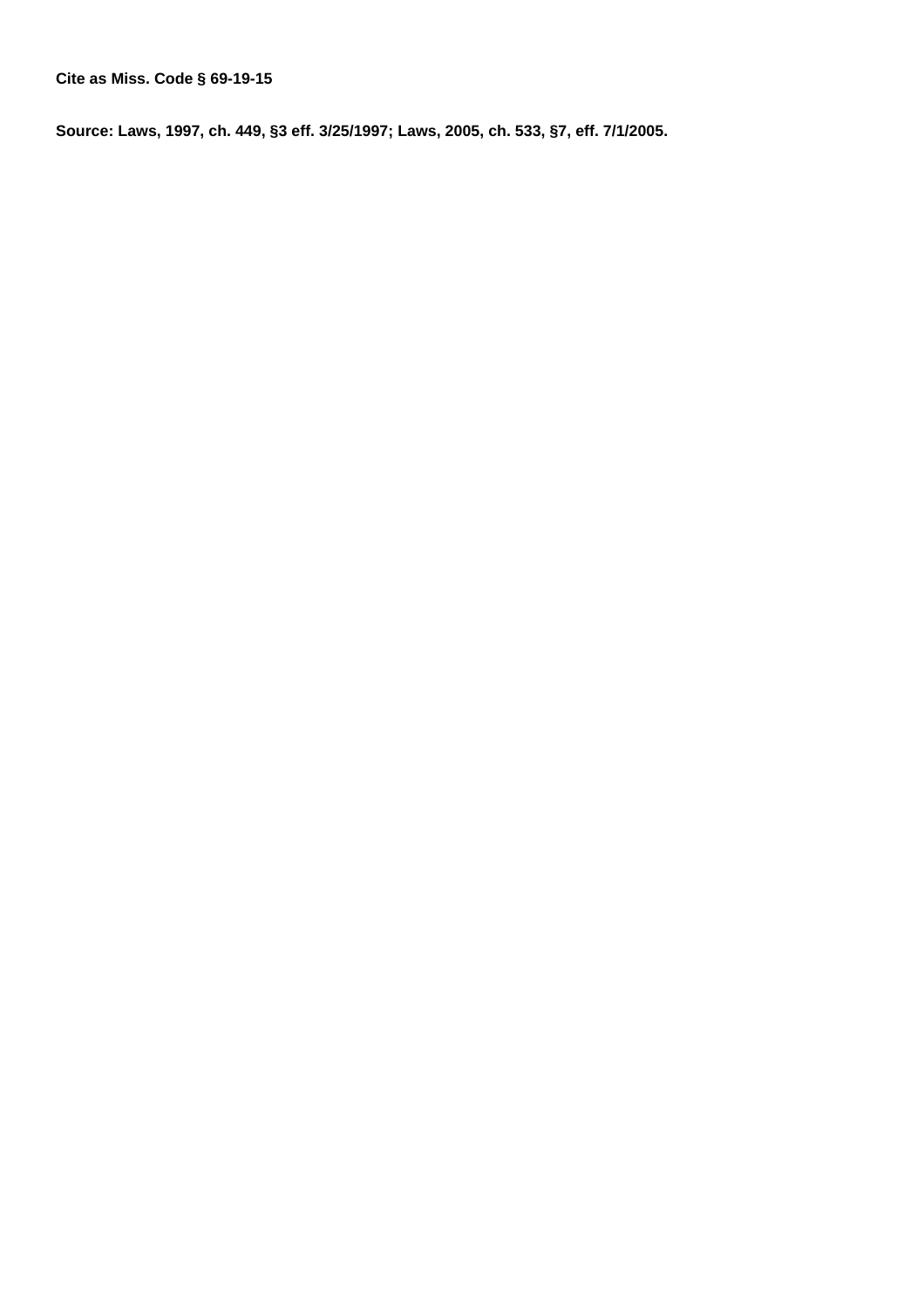**Cite as Miss. Code § 69-19-15**

**Source: Laws, 1997, ch. 449, §3 eff. 3/25/1997; Laws, 2005, ch. 533, §7, eff. 7/1/2005.**